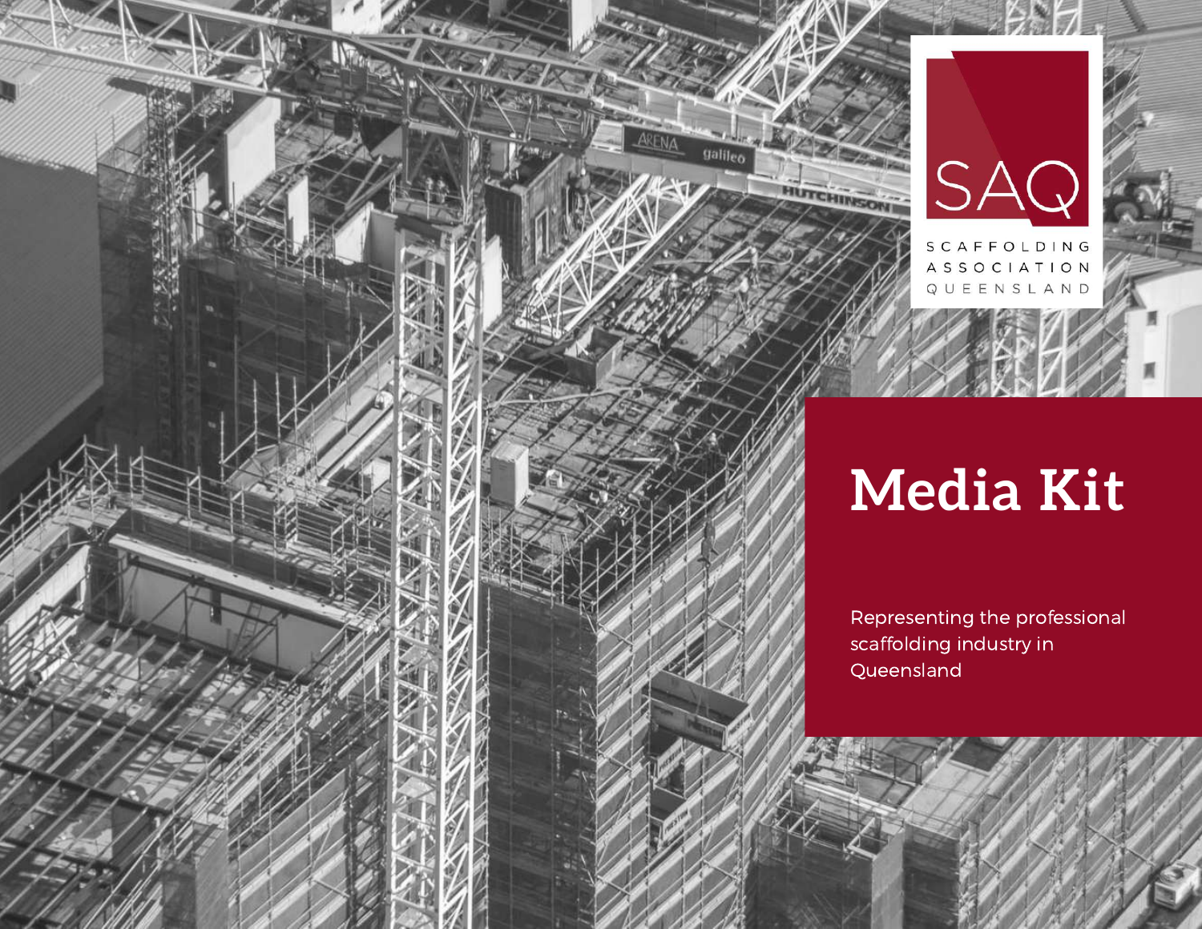SAQ

SCAFFOLDING ASSOCIATION QUEENSLAND

# Media Kit

Representing the professional scaffolding industry in Queensland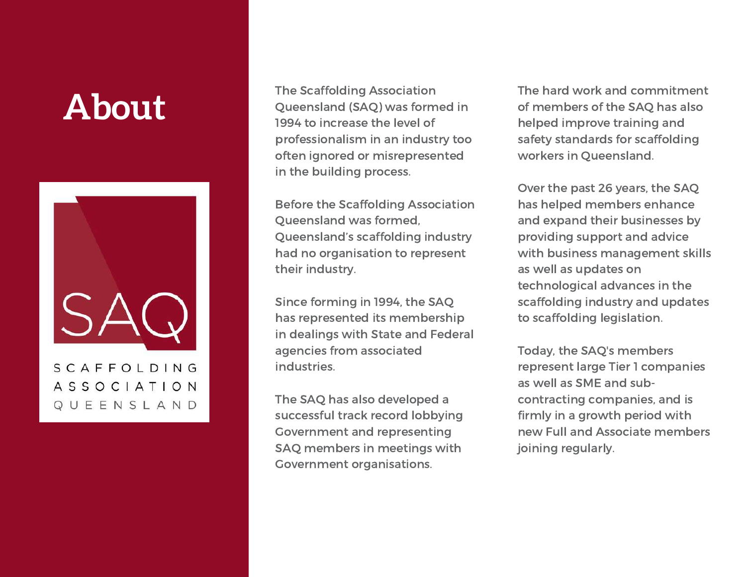# About

SCAFFOLDING ASSOCIATION QUEENSLAND

The Scaffolding Association Queensland (SAQ) was formed in 1994 to increase the level of professionalism in an industry too often ignored or misrepresented in the building process.

Before the Scaffolding Association Queensland was formed, Queensland's scaffolding industry had no organisation to represent their industry.

Since forming in 1994, the SAQ has represented its membership in dealings with State and Federal agencies from associated industries.

The SAQ has also developed a successful track record lobbying Government and representing SAQ members in meetings with Government organisations.

The hard work and commitment of members of the SAQ has also helped improve training and safety standards for scaffolding workers in Queensland.

Over the past 26 years, the SAQ has helped members enhance and expand their businesses by providing support and advice with business management skills as well as updates on technological advances in the scaffolding industry and updates to scaffolding legislation.

Today, the SAQ's members represent large Tier 1 companies as well as SME and sub-contracting companies, and is firmly in a growth period with new Full and Associate members joining regularly.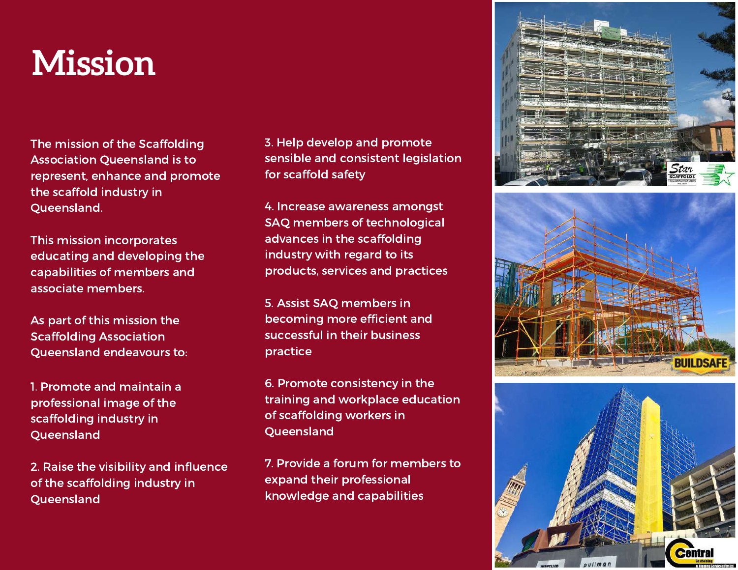# Mission

The mission of the Scaffolding Association Queensland is to represent, enhance and promote the scaffold industry in Queensland.

This mission incorporates educating and developing the capabilities of members and associate members.

As part of this mission the Scaffolding Association Queensland endeavours to:

1. Promote and maintain a professional image of the scaffolding industry in Queensland
2. Raise the visibility and influence of the scaffolding industry in Queensland
3. Help develop and promote sensible and consistent legislation for scaffold safety
4. Increase awareness amongst SAQ members of technological advances in the scaffolding industry with regard to its products, services and practices
5. Assist SAQ members in becoming more efficient and successful in their business practice
6. Promote consistency in the training and workplace education of scaffolding workers in Queensland
7. Provide a forum for members to expand their professional knowledge and capabilities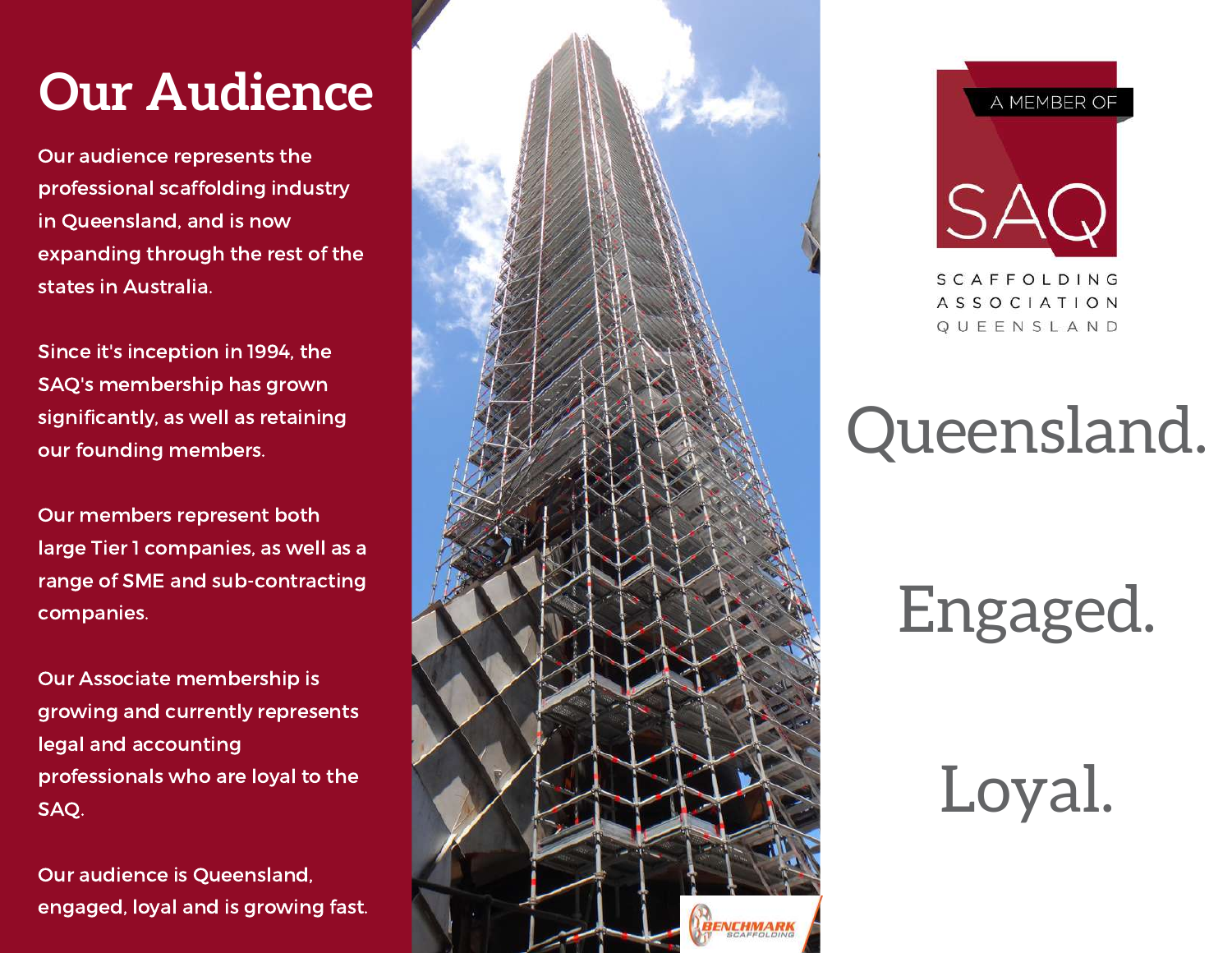# Our Audience

Our audience represents the professional scaffolding industry in Queensland, and is now expanding through the rest of the states in Australia.

Since it's inception in 1994, the SAQ's membership has grown significantly, as well as retaining our founding members.

Our members represent both large Tier 1 companies, as well as a range of SME and sub-contracting companies.

Our Associate membership is growing and currently represents legal and accounting professionals who are loyal to the SAQ.

Our audience is Queensland, engaged, loyal and is growing fast.

A MEMBER OF

SAQ

SCAFFOLDING ASSOCIATION QUEENSLAND

Queensland.

Engaged.

Loyal.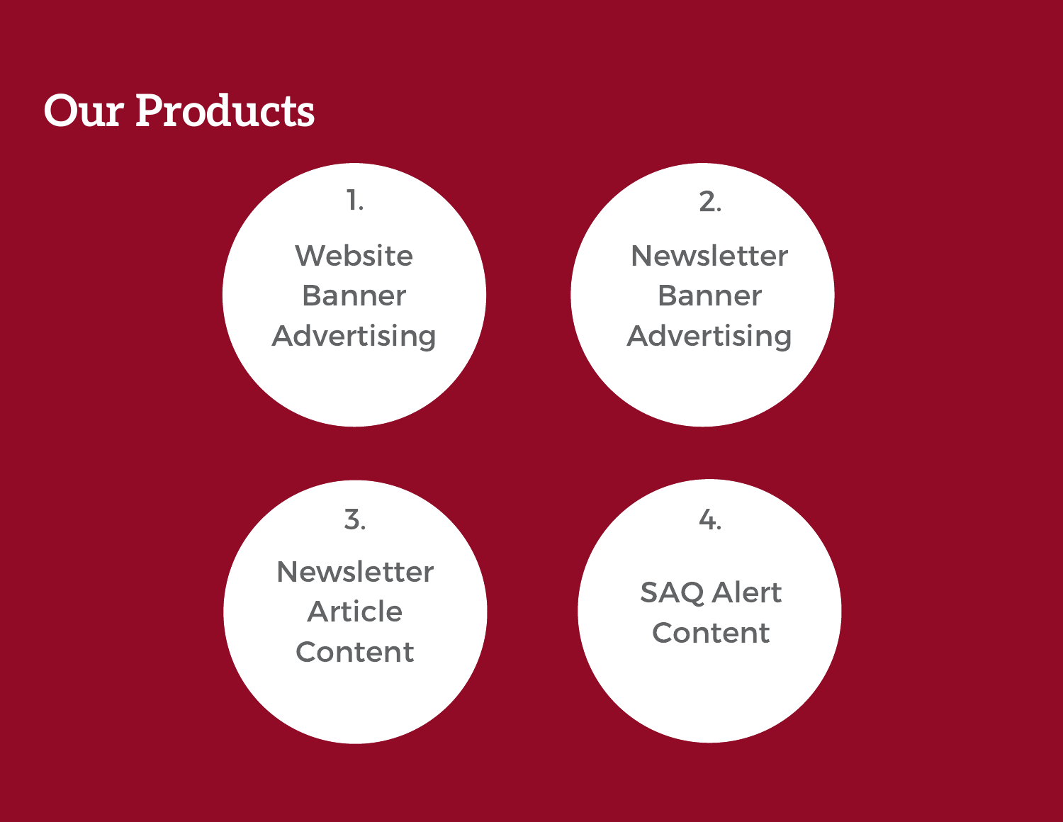# Our Products

1. Website Banner Advertising
2. Newsletter Banner Advertising
3. Newsletter Article Content
4. SAQ Alert Content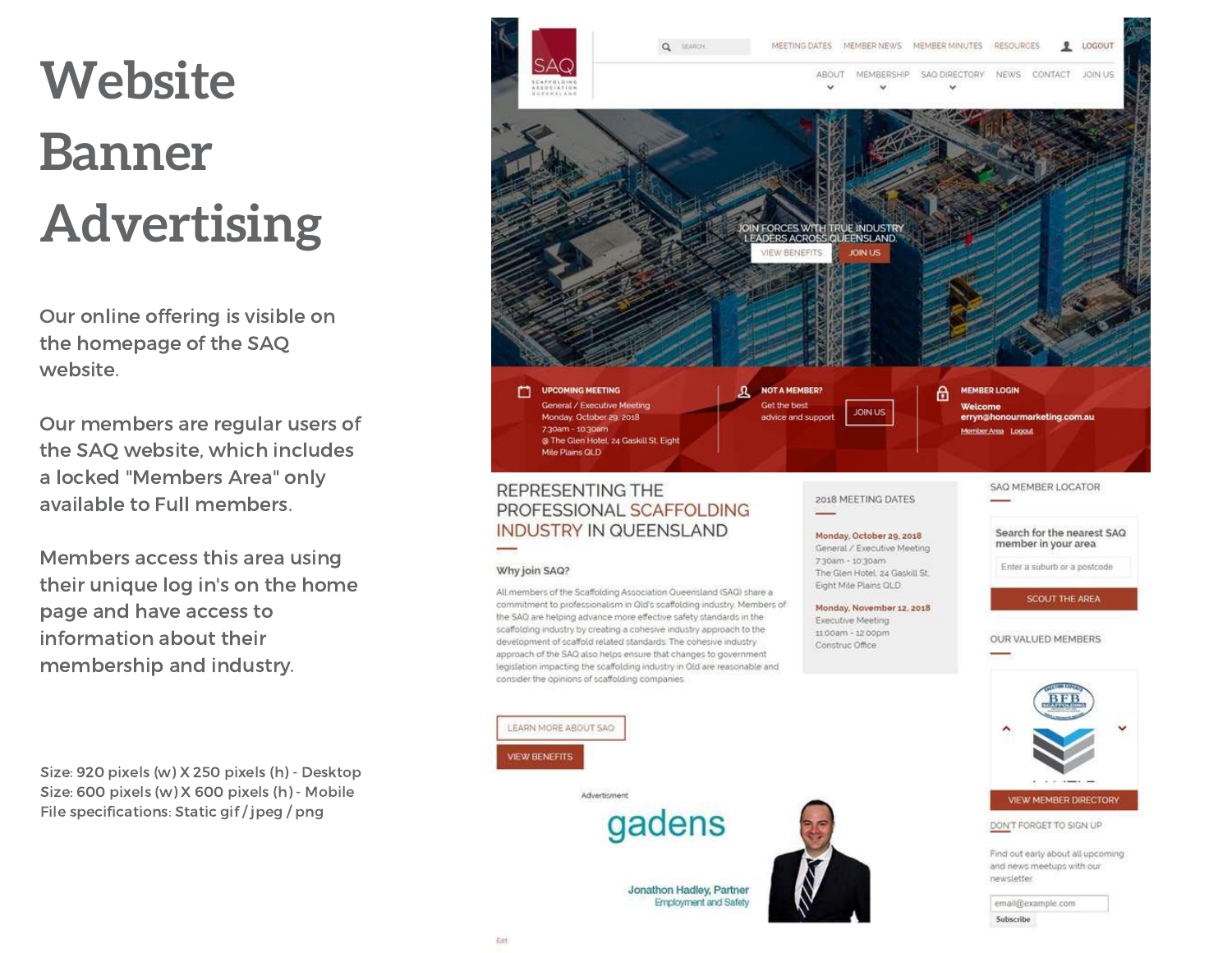# Website Banner Advertising

Our online offering is visible on the homepage of the SAQ website.

Our members are regular users of the SAQ website, which includes a locked "Members Area" only available to Full members.

Members access this area using their unique log in's on the home page and have access to information about their membership and industry.

Size: 920 pixels (w) X 250 pixels (h) - Desktop
Size: 600 pixels (w) X 600 pixels (h) - Mobile
File specifications: Static gif / jpeg / png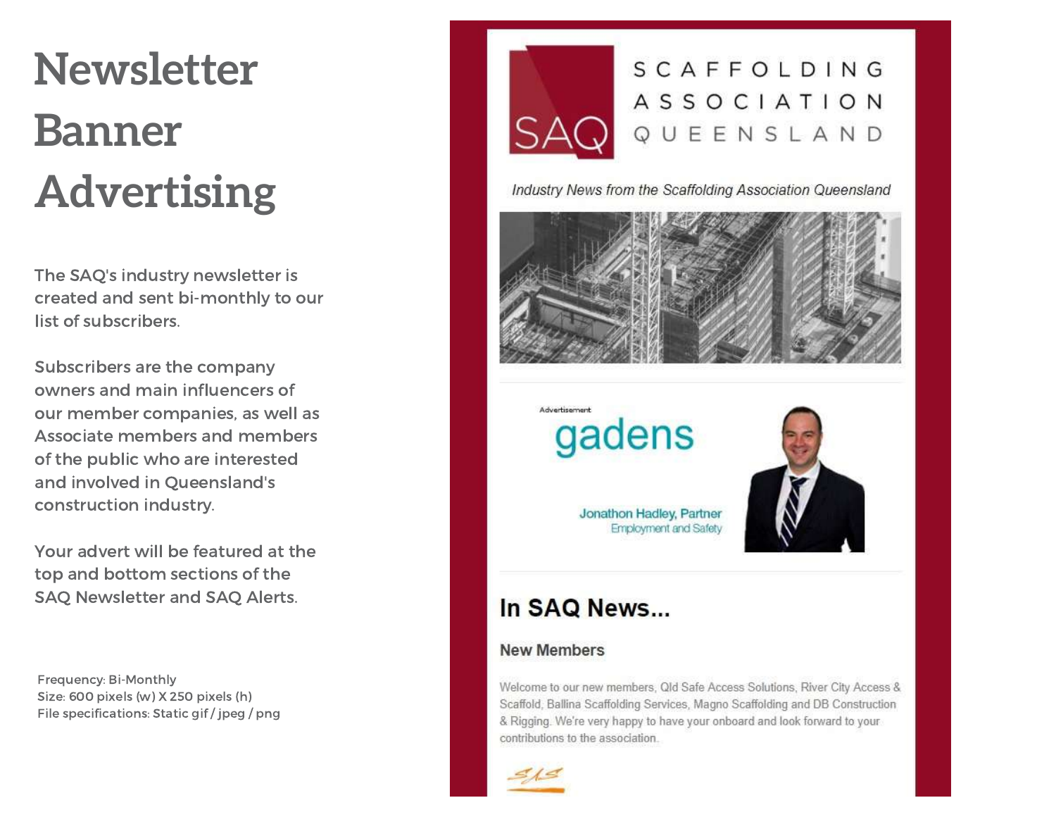# Newsletter Banner Advertising

The SAQ's industry newsletter is created and sent bi-monthly to our list of subscribers.

Subscribers are the company owners and main influencers of our member companies, as well as Associate members and members of the public who are interested and involved in Queensland's construction industry.

Your advert will be featured at the top and bottom sections of the SAQ Newsletter and SAQ Alerts.

Frequency: Bi-Monthly
Size: 600 pixels (w) X 250 pixels (h)
File specifications: Static gif / jpeg / png

SAQ SCAFFOLDING ASSOCIATION QUEENSLAND

*Industry News from the Scaffolding Association Queensland*

Advertisement

gadens

Jonathon Hadley, Partner
Employment and Safety

## In SAQ News...

### New Members

Welcome to our new members, Qld Safe Access Solutions, River City Access & Scaffold, Ballina Scaffolding Services, Magno Scaffolding and DB Construction & Rigging. We're very happy to have your onboard and look forward to your contributions to the association.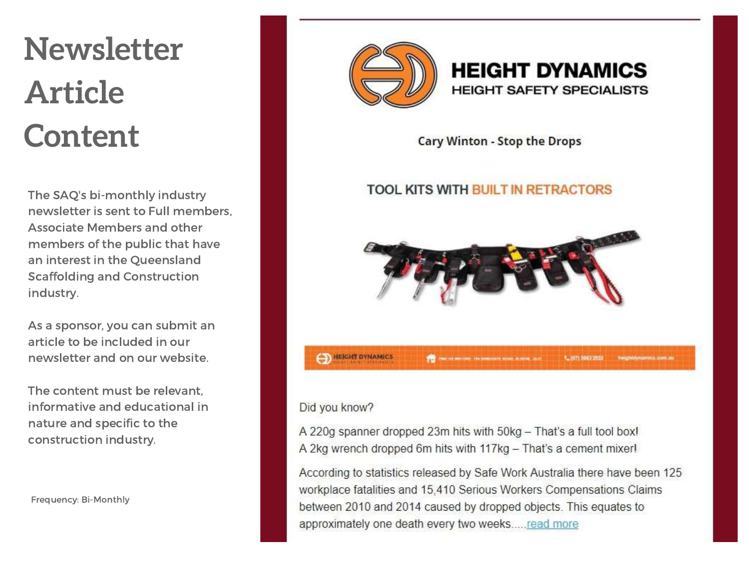# Newsletter Article Content

The SAQ's bi-monthly industry newsletter is sent to Full members, Associate Members and other members of the public that have an interest in the Queensland Scaffolding and Construction industry.

As a sponsor, you can submit an article to be included in our newsletter and on our website.

The content must be relevant, informative and educational in nature and specific to the construction industry.

Frequency: Bi-Monthly

**HEIGHT DYNAMICS**
HEIGHT SAFETY SPECIALISTS

**Cary Winton - Stop the Drops**

**TOOL KITS WITH BUILT IN RETRACTORS**

Did you know?

A 220g spanner dropped 23m hits with 50kg – That's a full tool box!
A 2kg wrench dropped 6m hits with 117kg – That's a cement mixer!

According to statistics released by Safe Work Australia there have been 125 workplace fatalities and 15,410 Serious Workers Compensations Claims between 2010 and 2014 caused by dropped objects. This equates to approximately one death every two weeks.....read more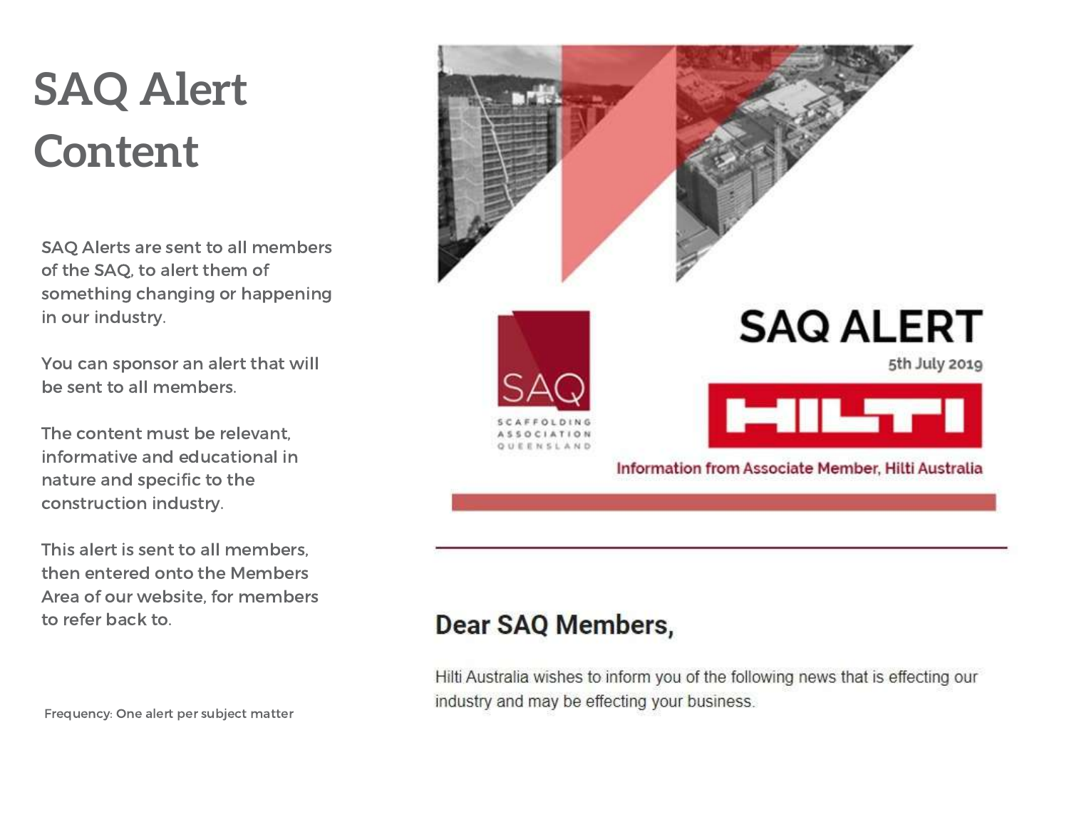# SAQ Alert Content

SAQ Alerts are sent to all members of the SAQ, to alert them of something changing or happening in our industry.

You can sponsor an alert that will be sent to all members.

The content must be relevant, informative and educational in nature and specific to the construction industry.

This alert is sent to all members, then entered onto the Members Area of our website, for members to refer back to.

Frequency: One alert per subject matter

SAQ
SCAFFOLDING ASSOCIATION QUEENSLAND

## SAQ ALERT

5th July 2019

HILTI

Information from Associate Member, Hilti Australia

**Dear SAQ Members,**

Hilti Australia wishes to inform you of the following news that is effecting our industry and may be effecting your business.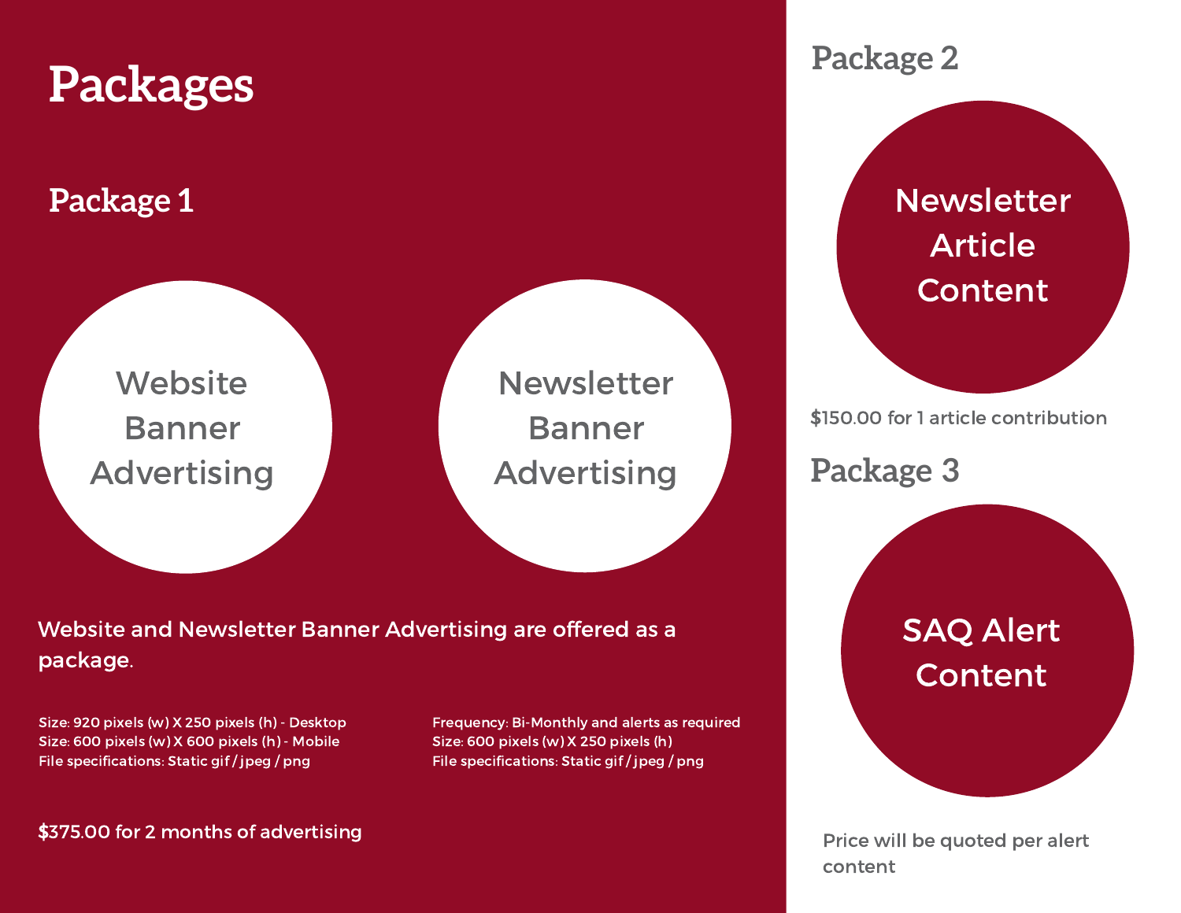# Packages

## Package 1

Website Banner Advertising

Newsletter Banner Advertising

Website and Newsletter Banner Advertising are offered as a package.

Size: 920 pixels (w) X 250 pixels (h) - Desktop
Size: 600 pixels (w) X 600 pixels (h) - Mobile
File specifications: Static gif / jpeg / png

Frequency: Bi-Monthly and alerts as required
Size: 600 pixels (w) X 250 pixels (h)
File specifications: Static gif / jpeg / png

$375.00 for 2 months of advertising

## Package 2

Newsletter Article Content

$150.00 for 1 article contribution

## Package 3

SAQ Alert Content

Price will be quoted per alert content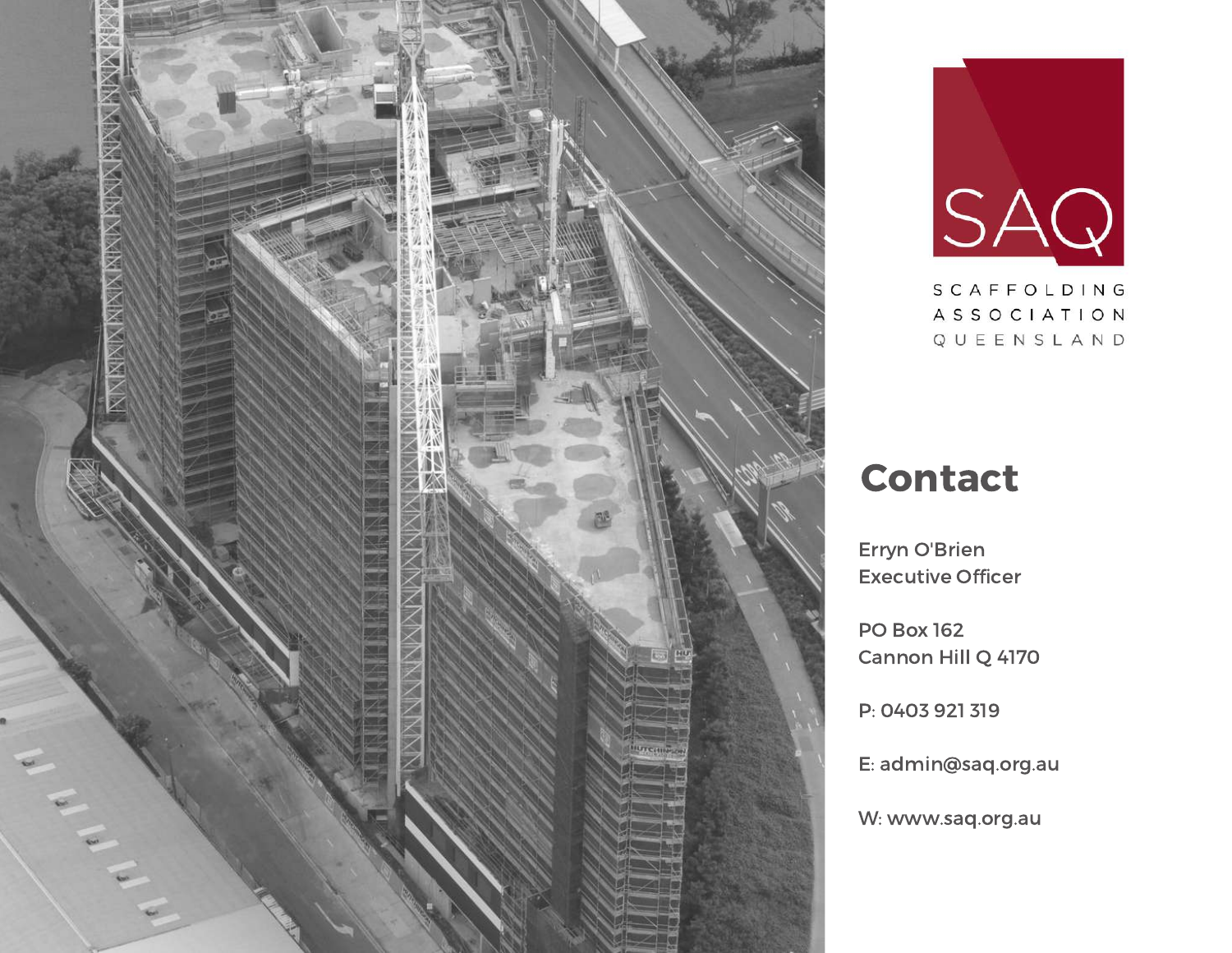SAQ

SCAFFOLDING ASSOCIATION QUEENSLAND

# Contact

Erryn O'Brien
Executive Officer

PO Box 162
Cannon Hill Q 4170

P: 0403 921 319

E: admin@saq.org.au

W: www.saq.org.au